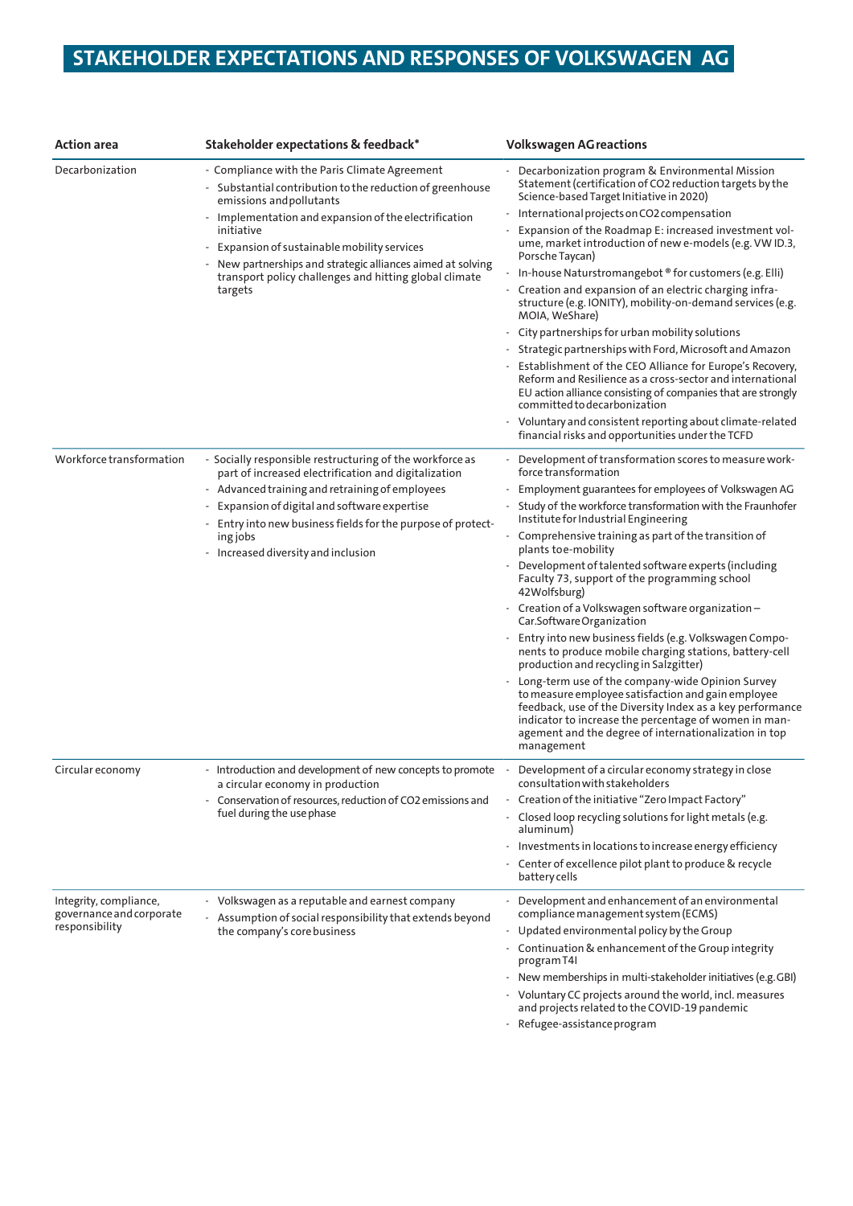# STAKEHOLDER EXPECTATIONS AND RESPONSES OF VOLKSWAGEN AG

| Action area | Stakeholder expectations & feedback* | Volkswagen AG reactions |
|---|---|---|
| Decarbonization | - Compliance with the Paris Climate Agreement<br>- Substantial contribution to the reduction of greenhouse emissions and pollutants<br>- Implementation and expansion of the electrification initiative<br>- Expansion of sustainable mobility services<br>- New partnerships and strategic alliances aimed at solving transport policy challenges and hitting global climate targets | - Decarbonization program & Environmental Mission Statement (certification of CO2 reduction targets by the Science-based Target Initiative in 2020)<br>- International projects on CO2 compensation<br>- Expansion of the Roadmap E: increased investment volume, market introduction of new e-models (e.g. VW ID.3, Porsche Taycan)<br>- In-house Naturstromangebot ® for customers (e.g. Elli)<br>- Creation and expansion of an electric charging infrastructure (e.g. IONITY), mobility-on-demand services (e.g. MOIA, WeShare)<br>- City partnerships for urban mobility solutions<br>- Strategic partnerships with Ford, Microsoft and Amazon<br>- Establishment of the CEO Alliance for Europe's Recovery, Reform and Resilience as a cross-sector and international EU action alliance consisting of companies that are strongly committed to decarbonization<br>- Voluntary and consistent reporting about climate-related financial risks and opportunities under the TCFD |
| Workforce transformation | - Socially responsible restructuring of the workforce as part of increased electrification and digitalization<br>- Advanced training and retraining of employees<br>- Expansion of digital and software expertise<br>- Entry into new business fields for the purpose of protecting jobs<br>- Increased diversity and inclusion | - Development of transformation scores to measure workforce transformation<br>- Employment guarantees for employees of Volkswagen AG<br>- Study of the workforce transformation with the Fraunhofer Institute for Industrial Engineering<br>- Comprehensive training as part of the transition of plants to e-mobility<br>- Development of talented software experts (including Faculty 73, support of the programming school 42Wolfsburg)<br>- Creation of a Volkswagen software organization – Car.Software Organization<br>- Entry into new business fields (e.g. Volkswagen Components to produce mobile charging stations, battery-cell production and recycling in Salzgitter)<br>- Long-term use of the company-wide Opinion Survey to measure employee satisfaction and gain employee feedback, use of the Diversity Index as a key performance indicator to increase the percentage of women in management and the degree of internationalization in top management |
| Circular economy | - Introduction and development of new concepts to promote a circular economy in production<br>- Conservation of resources, reduction of CO2 emissions and fuel during the use phase | - Development of a circular economy strategy in close consultation with stakeholders<br>- Creation of the initiative "Zero Impact Factory"<br>- Closed loop recycling solutions for light metals (e.g. aluminum)<br>- Investments in locations to increase energy efficiency<br>- Center of excellence pilot plant to produce & recycle battery cells |
| Integrity, compliance, governance and corporate responsibility | - Volkswagen as a reputable and earnest company<br>- Assumption of social responsibility that extends beyond the company's core business | - Development and enhancement of an environmental compliance management system (ECMS)<br>- Updated environmental policy by the Group<br>- Continuation & enhancement of the Group integrity program T4I<br>- New memberships in multi-stakeholder initiatives (e.g. GBI)<br>- Voluntary CC projects around the world, incl. measures and projects related to the COVID-19 pandemic<br>- Refugee-assistance program |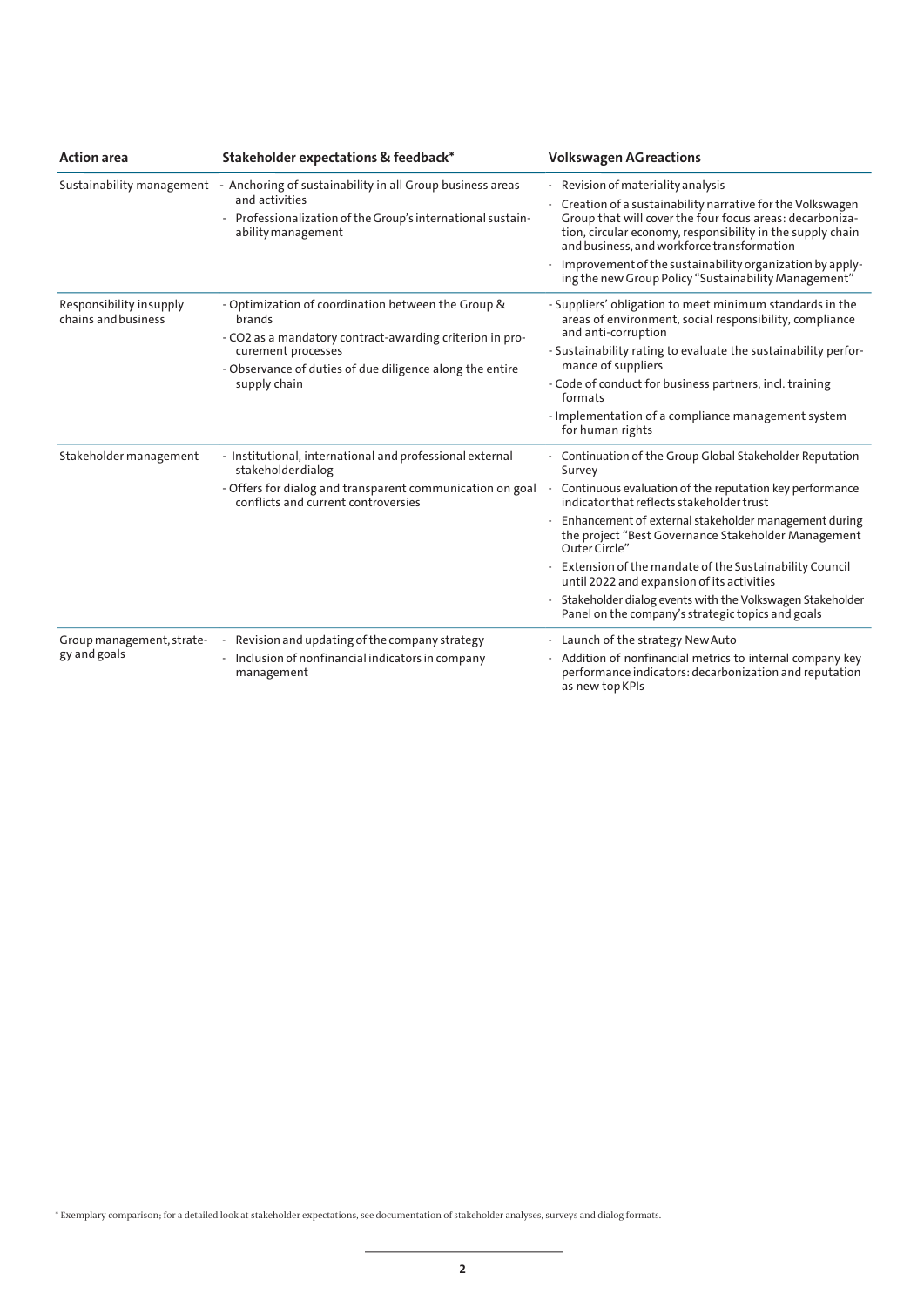| Action area | Stakeholder expectations & feedback* | Volkswagen AG reactions |
| --- | --- | --- |
| Sustainability management | - Anchoring of sustainability in all Group business areas and activities<br>- Professionalization of the Group's international sustainability management | - Revision of materiality analysis<br>- Creation of a sustainability narrative for the Volkswagen Group that will cover the four focus areas: decarbonization, circular economy, responsibility in the supply chain and business, and workforce transformation<br>- Improvement of the sustainability organization by applying the new Group Policy "Sustainability Management" |
| Responsibility in supply chains and business | - Optimization of coordination between the Group & brands<br>- CO2 as a mandatory contract-awarding criterion in procurement processes<br>- Observance of duties of due diligence along the entire supply chain | - Suppliers' obligation to meet minimum standards in the areas of environment, social responsibility, compliance and anti-corruption<br>- Sustainability rating to evaluate the sustainability performance of suppliers<br>- Code of conduct for business partners, incl. training formats<br>- Implementation of a compliance management system for human rights |
| Stakeholder management | - Institutional, international and professional external stakeholder dialog<br>- Offers for dialog and transparent communication on goal conflicts and current controversies | - Continuation of the Group Global Stakeholder Reputation Survey<br>- Continuous evaluation of the reputation key performance indicator that reflects stakeholder trust<br>- Enhancement of external stakeholder management during the project "Best Governance Stakeholder Management Outer Circle"<br>- Extension of the mandate of the Sustainability Council until 2022 and expansion of its activities<br>- Stakeholder dialog events with the Volkswagen Stakeholder Panel on the company's strategic topics and goals |
| Group management, strategy and goals | - Revision and updating of the company strategy<br>- Inclusion of nonfinancial indicators in company management | - Launch of the strategy NewAuto<br>- Addition of nonfinancial metrics to internal company key performance indicators: decarbonization and reputation as new top KPIs |

* Exemplary comparison; for a detailed look at stakeholder expectations, see documentation of stakeholder analyses, surveys and dialog formats.